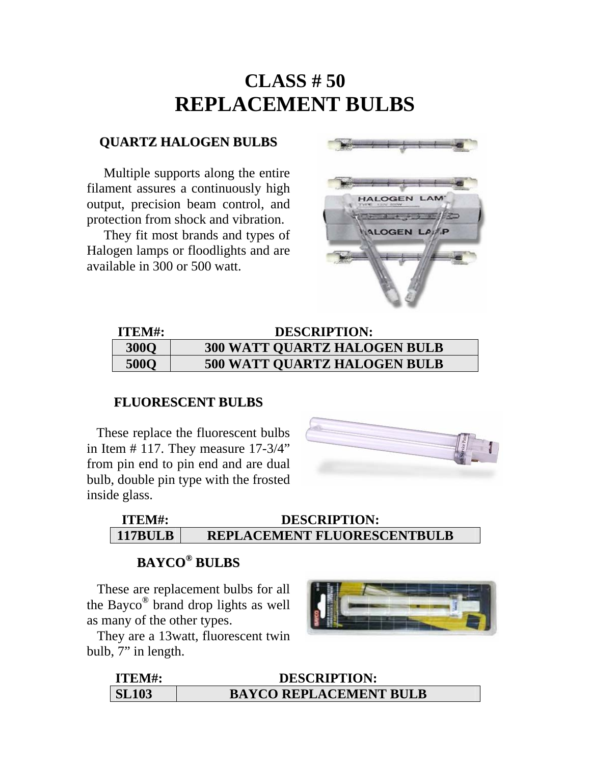# CLASS # 50
# REPLACEMENT BULBS

## QUARTZ HALOGEN BULBS

Multiple supports along the entire filament assures a continuously high output, precision beam control, and protection from shock and vibration.

They fit most brands and types of Halogen lamps or floodlights and are available in 300 or 500 watt.

| ITEM#: | DESCRIPTION: |
|---|---|
| 300Q | 300 WATT QUARTZ HALOGEN BULB |
| 500Q | 500 WATT QUARTZ HALOGEN BULB |

## FLUORESCENT BULBS

These replace the fluorescent bulbs in Item # 117. They measure 17-3/4" from pin end to pin end and are dual bulb, double pin type with the frosted inside glass.

| ITEM#: | DESCRIPTION: |
|---|---|
| 117BULB | REPLACEMENT FLUORESCENTBULB |

## BAYCO® BULBS

These are replacement bulbs for all the Bayco® brand drop lights as well as many of the other types.

They are a 13watt, fluorescent twin bulb, 7" in length.

| ITEM#: | DESCRIPTION: |
|---|---|
| SL103 | BAYCO REPLACEMENT BULB |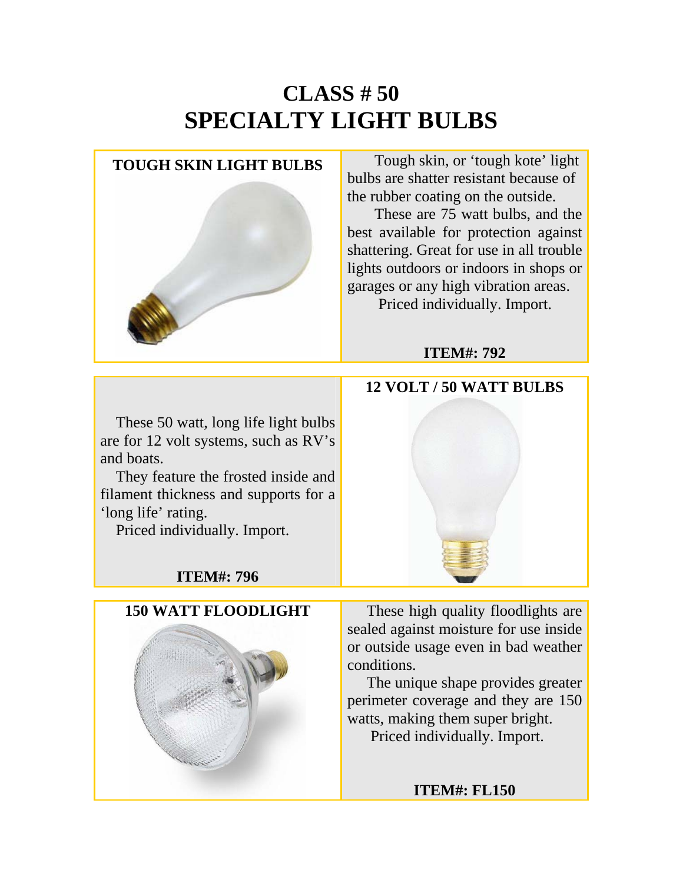# CLASS # 50
# SPECIALTY LIGHT BULBS

## TOUGH SKIN LIGHT BULBS

Tough skin, or 'tough kote' light bulbs are shatter resistant because of the rubber coating on the outside.

These are 75 watt bulbs, and the best available for protection against shattering. Great for use in all trouble lights outdoors or indoors in shops or garages or any high vibration areas.

Priced individually. Import.

**ITEM#: 792**

## 12 VOLT / 50 WATT BULBS

These 50 watt, long life light bulbs are for 12 volt systems, such as RV's and boats.

They feature the frosted inside and filament thickness and supports for a 'long life' rating.

Priced individually. Import.

**ITEM#: 796**

## 150 WATT FLOODLIGHT

These high quality floodlights are sealed against moisture for use inside or outside usage even in bad weather conditions.

The unique shape provides greater perimeter coverage and they are 150 watts, making them super bright.

Priced individually. Import.

**ITEM#: FL150**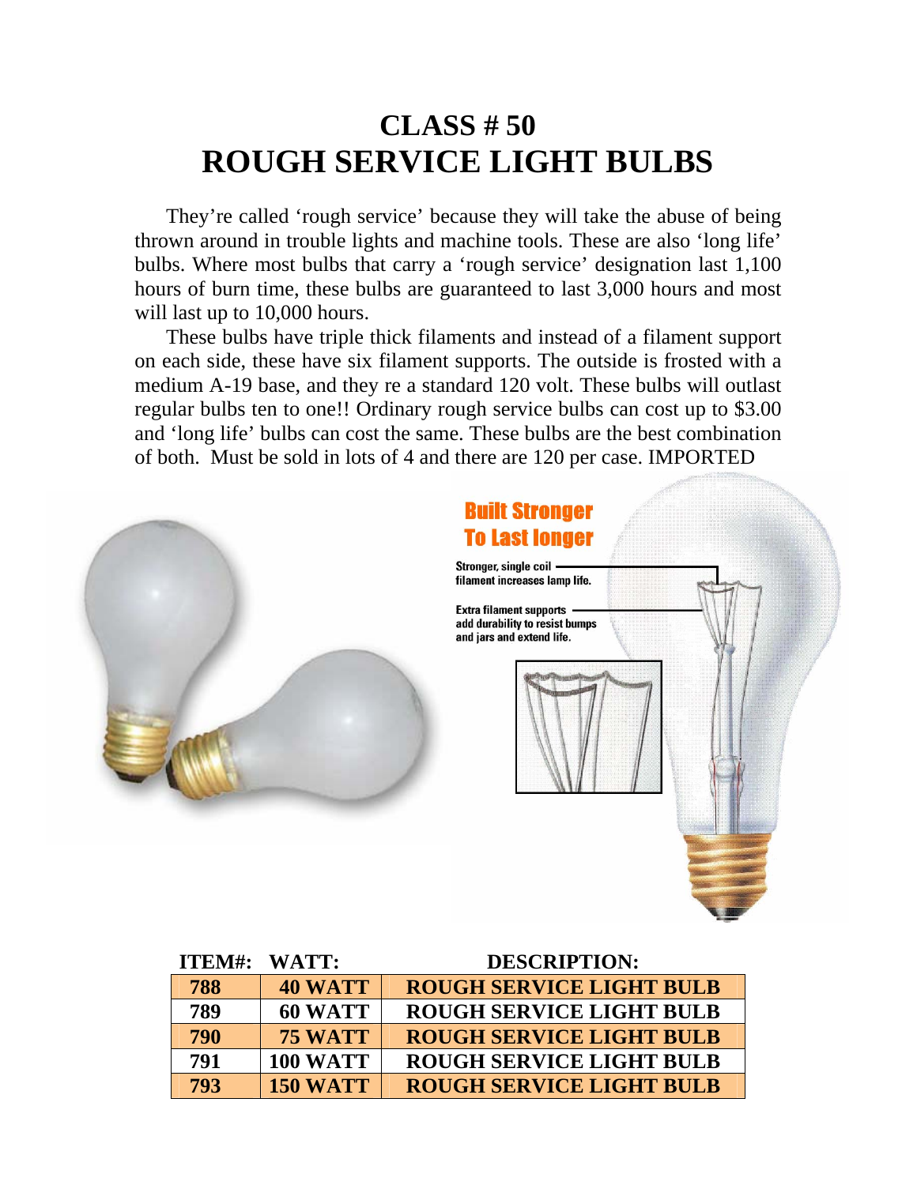# CLASS # 50
# ROUGH SERVICE LIGHT BULBS

They're called 'rough service' because they will take the abuse of being thrown around in trouble lights and machine tools. These are also 'long life' bulbs. Where most bulbs that carry a 'rough service' designation last 1,100 hours of burn time, these bulbs are guaranteed to last 3,000 hours and most will last up to 10,000 hours.

These bulbs have triple thick filaments and instead of a filament support on each side, these have six filament supports. The outside is frosted with a medium A-19 base, and they re a standard 120 volt. These bulbs will outlast regular bulbs ten to one!! Ordinary rough service bulbs can cost up to $3.00 and 'long life' bulbs can cost the same. These bulbs are the best combination of both. Must be sold in lots of 4 and there are 120 per case. IMPORTED

**Built Stronger To Last longer**

Stronger, single coil filament increases lamp life.

Extra filament supports add durability to resist bumps and jars and extend life.

| ITEM#: | WATT: | DESCRIPTION: |
|---|---|---|
| 788 | 40 WATT | ROUGH SERVICE LIGHT BULB |
| 789 | 60 WATT | ROUGH SERVICE LIGHT BULB |
| 790 | 75 WATT | ROUGH SERVICE LIGHT BULB |
| 791 | 100 WATT | ROUGH SERVICE LIGHT BULB |
| 793 | 150 WATT | ROUGH SERVICE LIGHT BULB |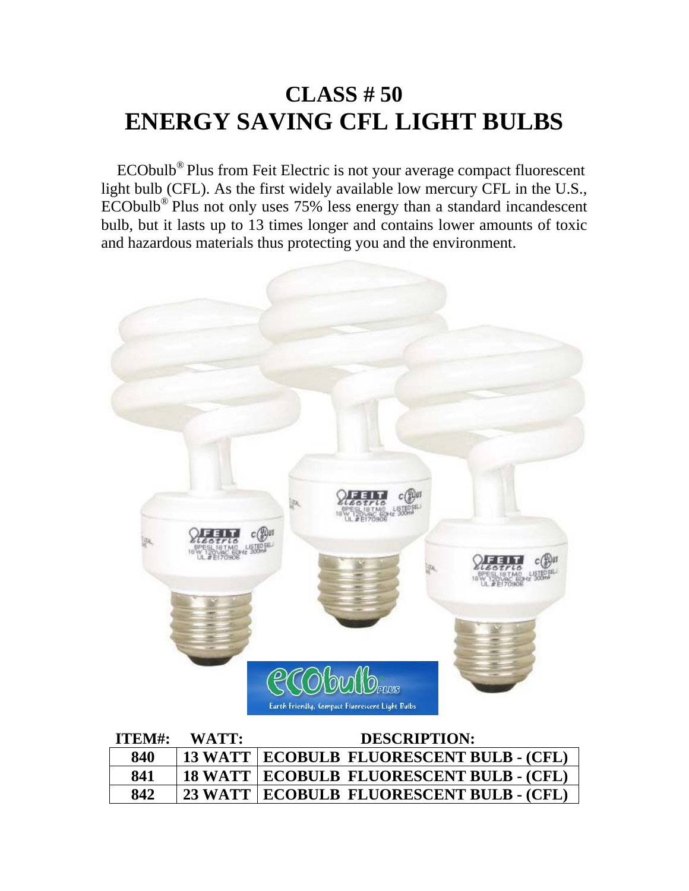# CLASS # 50
# ENERGY SAVING CFL LIGHT BULBS

ECObulb® Plus from Feit Electric is not your average compact fluorescent light bulb (CFL). As the first widely available low mercury CFL in the U.S., ECObulb® Plus not only uses 75% less energy than a standard incandescent bulb, but it lasts up to 13 times longer and contains lower amounts of toxic and hazardous materials thus protecting you and the environment.

| ITEM#: | WATT: | DESCRIPTION: |
|---|---|---|
| 840 | 13 WATT | ECOBULB FLUORESCENT BULB - (CFL) |
| 841 | 18 WATT | ECOBULB FLUORESCENT BULB - (CFL) |
| 842 | 23 WATT | ECOBULB FLUORESCENT BULB - (CFL) |